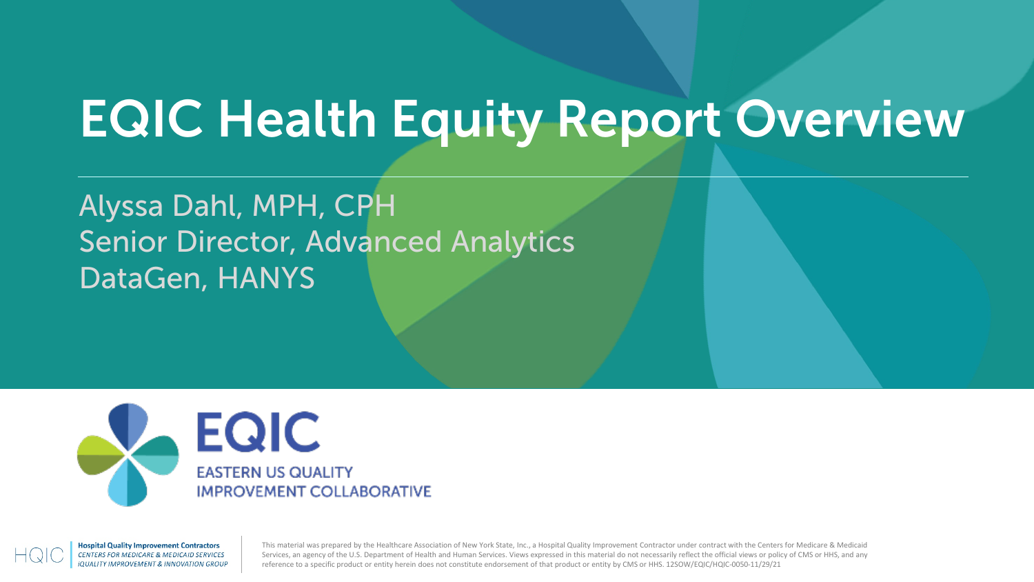# EQIC Health Equity Report Overview

Alyssa Dahl, MPH, CPH
Senior Director, Advanced Analytics
DataGen, HANYS

EQIC
EASTERN US QUALITY IMPROVEMENT COLLABORATIVE

HQIC | **Hospital Quality Improvement Contractors**
*CENTERS FOR MEDICARE & MEDICAID SERVICES*
*IQUALITY IMPROVEMENT & INNOVATION GROUP*

This material was prepared by the Healthcare Association of New York State, Inc., a Hospital Quality Improvement Contractor under contract with the Centers for Medicare & Medicaid Services, an agency of the U.S. Department of Health and Human Services. Views expressed in this material do not necessarily reflect the official views or policy of CMS or HHS, and any reference to a specific product or entity herein does not constitute endorsement of that product or entity by CMS or HHS. 12SOW/EQIC/HQIC-0050-11/29/21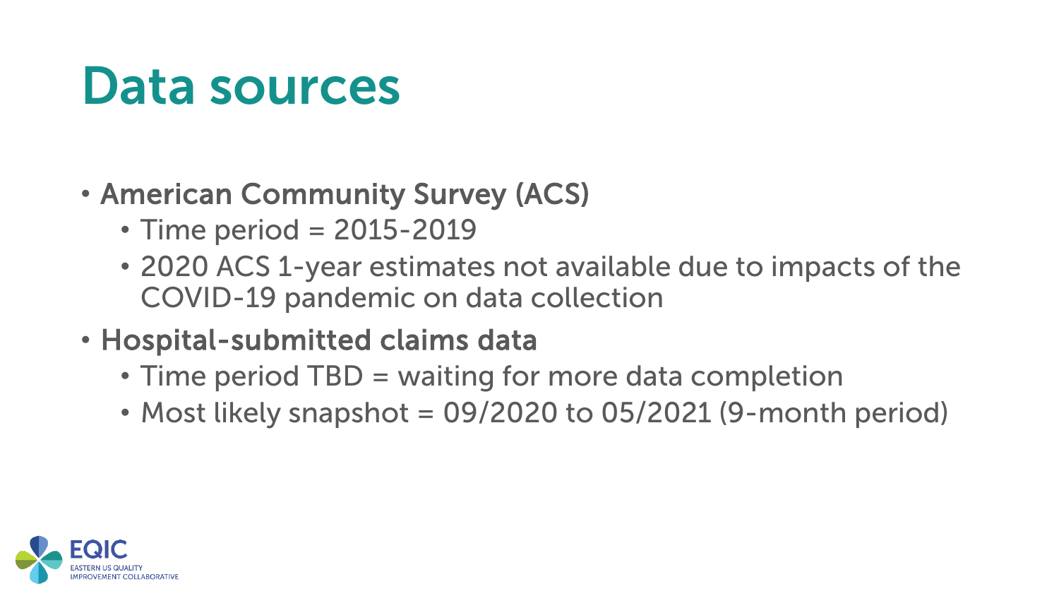# Data sources

- American Community Survey (ACS)
  - Time period = 2015-2019
  - 2020 ACS 1-year estimates not available due to impacts of the COVID-19 pandemic on data collection
- Hospital-submitted claims data
  - Time period TBD = waiting for more data completion
  - Most likely snapshot = 09/2020 to 05/2021 (9-month period)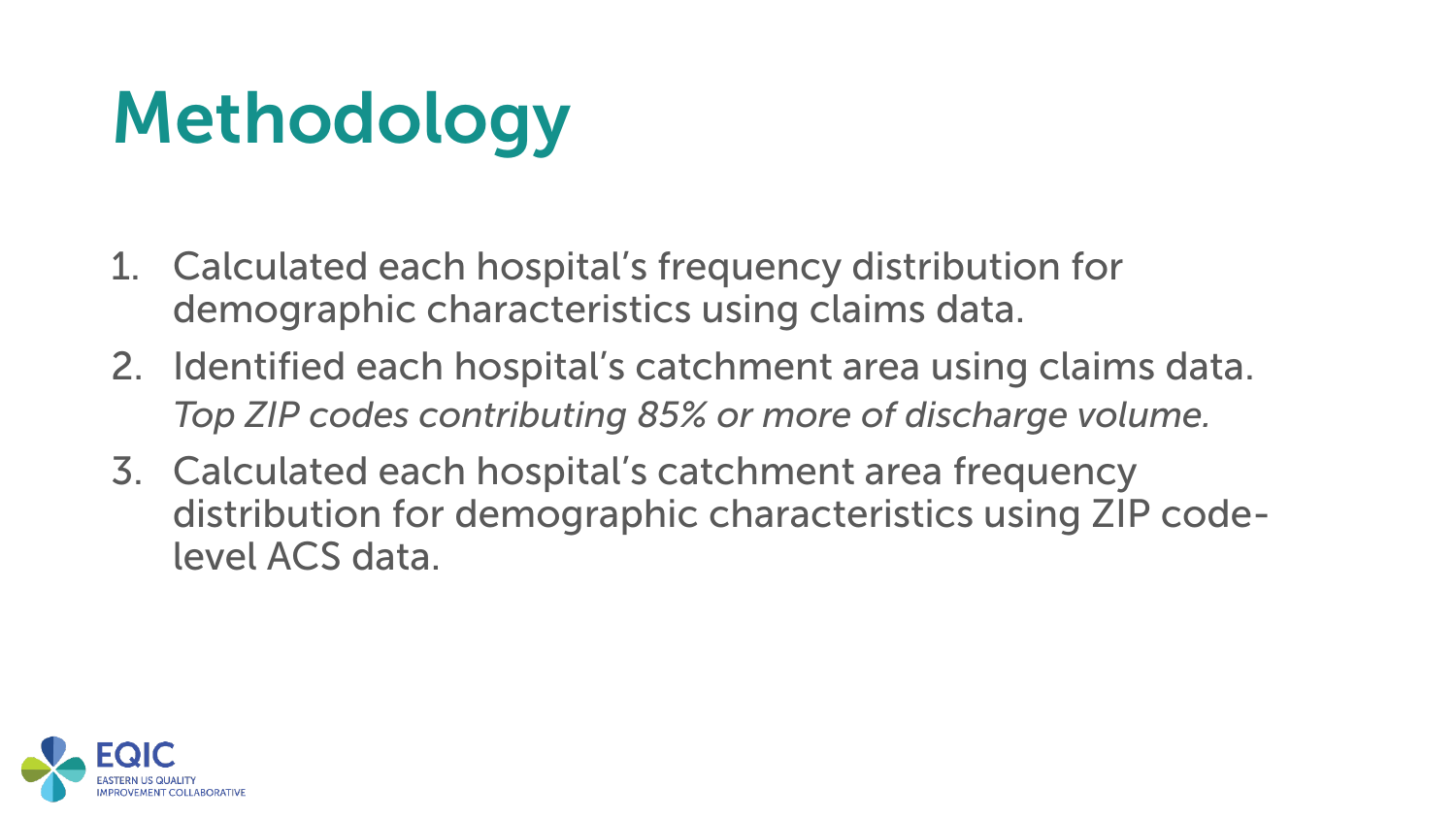# Methodology

1. Calculated each hospital's frequency distribution for demographic characteristics using claims data.
2. Identified each hospital's catchment area using claims data.
   *Top ZIP codes contributing 85% or more of discharge volume.*
3. Calculated each hospital's catchment area frequency distribution for demographic characteristics using ZIP code-level ACS data.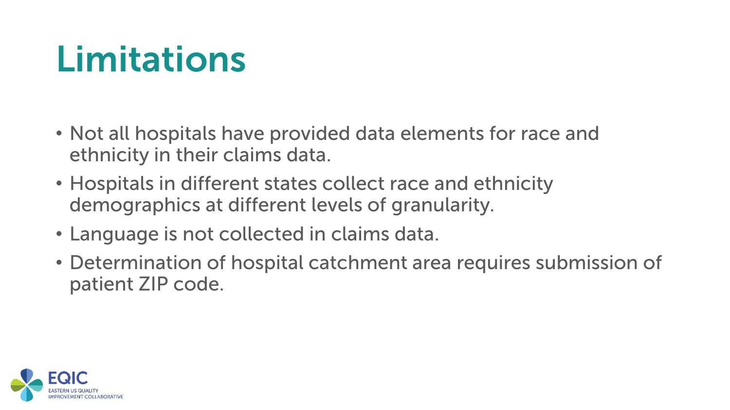# Limitations

- Not all hospitals have provided data elements for race and ethnicity in their claims data.
- Hospitals in different states collect race and ethnicity demographics at different levels of granularity.
- Language is not collected in claims data.
- Determination of hospital catchment area requires submission of patient ZIP code.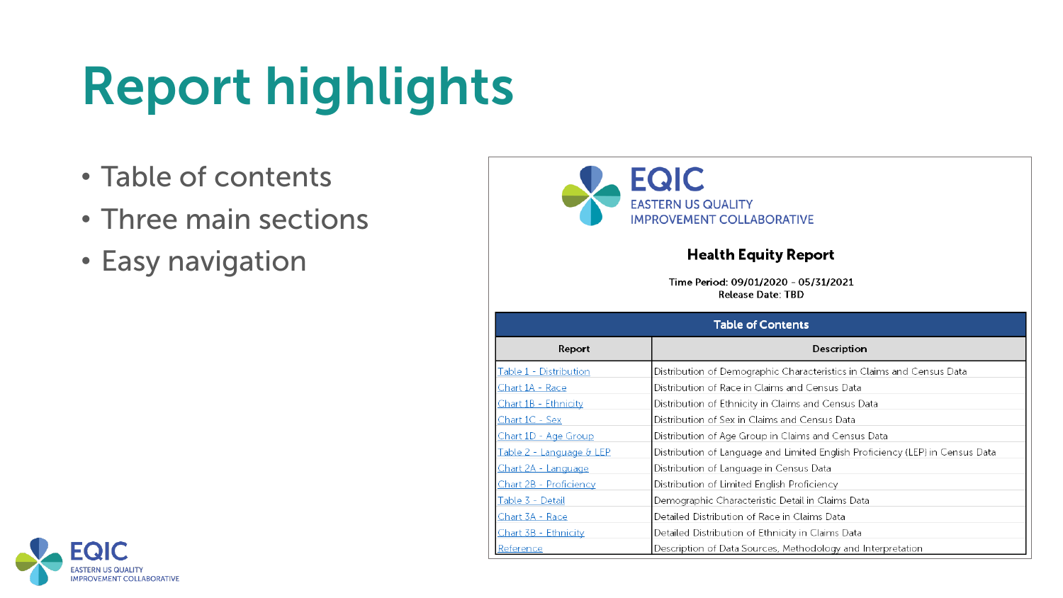# Report highlights

- Table of contents
- Three main sections
- Easy navigation

EQIC
EASTERN US QUALITY IMPROVEMENT COLLABORATIVE

**Health Equity Report**

**Time Period: 09/01/2020 - 05/31/2021**
**Release Date: TBD**

| Table of Contents | |
|---|---|
| **Report** | **Description** |
| Table 1 - Distribution | Distribution of Demographic Characteristics in Claims and Census Data |
| Chart 1A - Race | Distribution of Race in Claims and Census Data |
| Chart 1B - Ethnicity | Distribution of Ethnicity in Claims and Census Data |
| Chart 1C - Sex | Distribution of Sex in Claims and Census Data |
| Chart 1D - Age Group | Distribution of Age Group in Claims and Census Data |
| Table 2 - Language & LEP | Distribution of Language and Limited English Proficiency (LEP) in Census Data |
| Chart 2A - Language | Distribution of Language in Census Data |
| Chart 2B - Proficiency | Distribution of Limited English Proficiency |
| Table 3 - Detail | Demographic Characteristic Detail in Claims Data |
| Chart 3A - Race | Detailed Distribution of Race in Claims Data |
| Chart 3B - Ethnicity | Detailed Distribution of Ethnicity in Claims Data |
| Reference | Description of Data Sources, Methodology and Interpretation |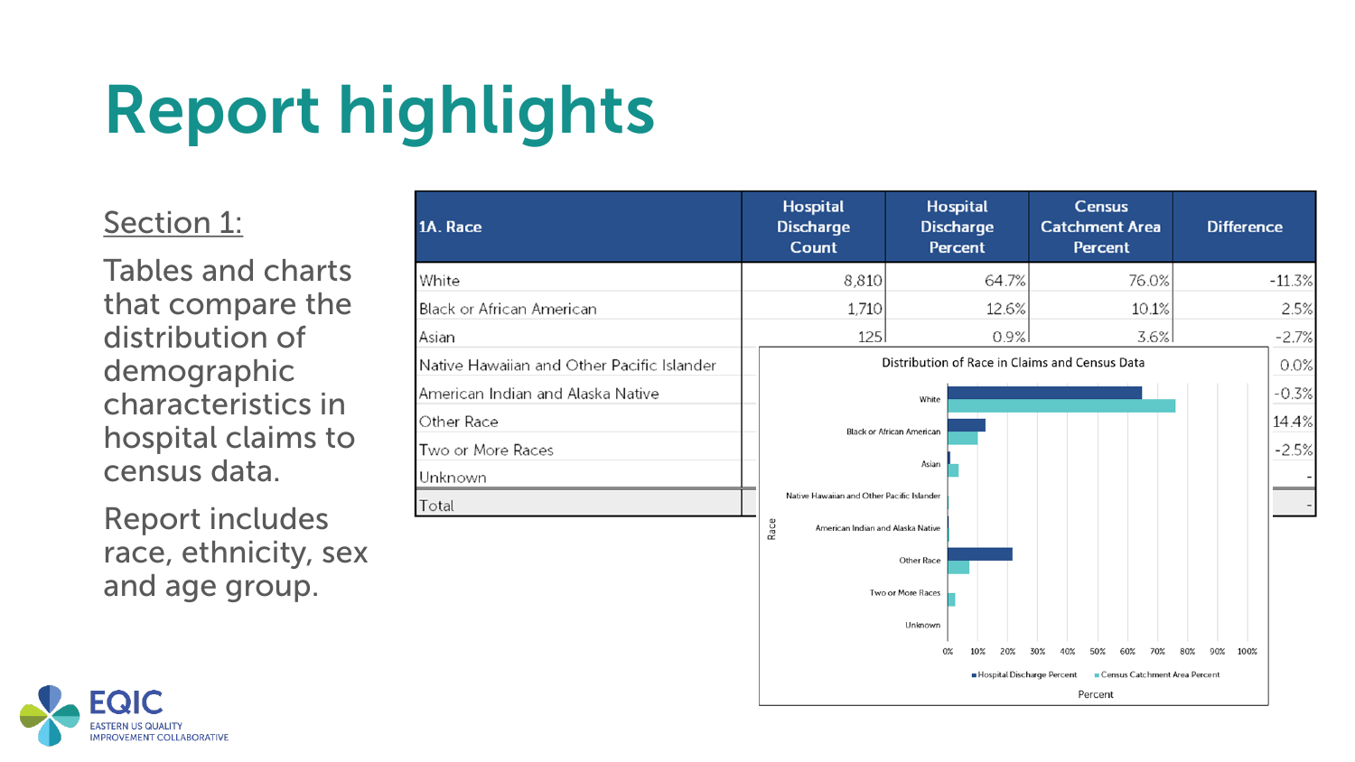# Report highlights

Section 1:

Tables and charts that compare the distribution of demographic characteristics in hospital claims to census data.

Report includes race, ethnicity, sex and age group.

| 1A. Race | Hospital Discharge Count | Hospital Discharge Percent | Census Catchment Area Percent | Difference |
|---|---|---|---|---|
| White | 8,810 | 64.7% | 76.0% | -11.3% |
| Black or African American | 1,710 | 12.6% | 10.1% | 2.5% |
| Asian | 125 | 0.9% | 3.6% | -2.7% |
| Native Hawaiian and Other Pacific Islander | | | | 0.0% |
| American Indian and Alaska Native | | | | -0.3% |
| Other Race | | | | 14.4% |
| Two or More Races | | | | -2.5% |
| Unknown | | | | - |
| Total | | | | - |

Distribution of Race in Claims and Census Data

■ Hospital Discharge Percent ■ Census Catchment Area Percent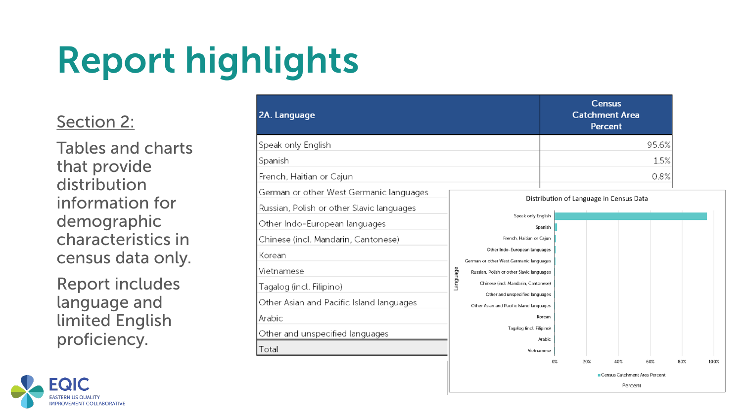# Report highlights

Section 2:

Tables and charts that provide distribution information for demographic characteristics in census data only.

Report includes language and limited English proficiency.

| 2A. Language | Census Catchment Area Percent |
|---|---|
| Speak only English | 95.6% |
| Spanish | 1.5% |
| French, Haitian or Cajun | 0.8% |
| German or other West Germanic languages | |
| Russian, Polish or other Slavic languages | |
| Other Indo-European languages | |
| Chinese (incl. Mandarin, Cantonese) | |
| Korean | |
| Vietnamese | |
| Tagalog (incl. Filipino) | |
| Other Asian and Pacific Island languages | |
| Arabic | |
| Other and unspecified languages | |
| Total | |

Distribution of Language in Census Data

Language: Speak only English, Spanish, French, Haitian or Cajun, Other Indo-European languages, German or other West Germanic languages, Russian, Polish or other Slavic languages, Chinese (incl. Mandarin, Cantonese), Other and unspecified languages, Other Asian and Pacific Island languages, Korean, Tagalog (incl. Filipino), Arabic, Vietnamese

Percent: 0%, 20%, 40%, 60%, 80%, 100%

Census Catchment Area Percent

EQIC EASTERN US QUALITY IMPROVEMENT COLLABORATIVE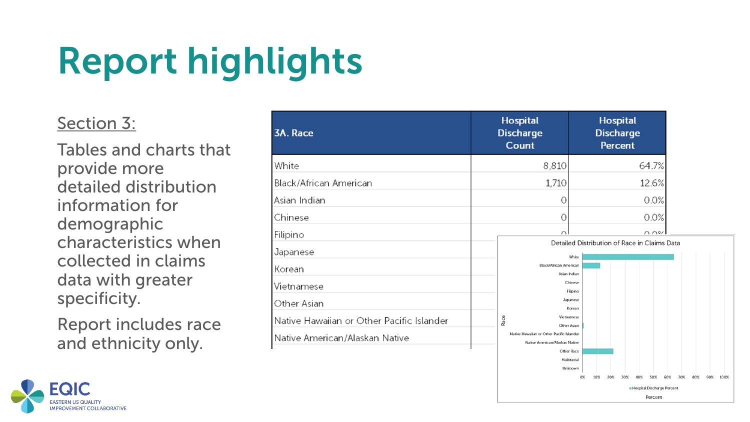# Report highlights

Section 3:

Tables and charts that provide more detailed distribution information for demographic characteristics when collected in claims data with greater specificity.

Report includes race and ethnicity only.

| 3A. Race | Hospital Discharge Count | Hospital Discharge Percent |
|---|---|---|
| White | 8,810 | 64.7% |
| Black/African American | 1,710 | 12.6% |
| Asian Indian | 0 | 0.0% |
| Chinese | 0 | 0.0% |
| Filipino | 0 | 0.0% |
| Japanese | | |
| Korean | | |
| Vietnamese | | |
| Other Asian | | |
| Native Hawaiian or Other Pacific Islander | | |
| Native American/Alaskan Native | | |

Detailed Distribution of Race in Claims Data

Race: White, Black/African American, Asian Indian, Chinese, Filipino, Japanese, Korean, Vietnamese, Other Asian, Native Hawaiian or Other Pacific Islander, Native American/Alaskan Native, Other Race, Multiracial, Unknown

Percent: 0%, 10%, 20%, 30%, 40%, 50%, 60%, 70%, 80%, 90%, 100%

Hospital Discharge Percent

EQIC EASTERN US QUALITY IMPROVEMENT COLLABORATIVE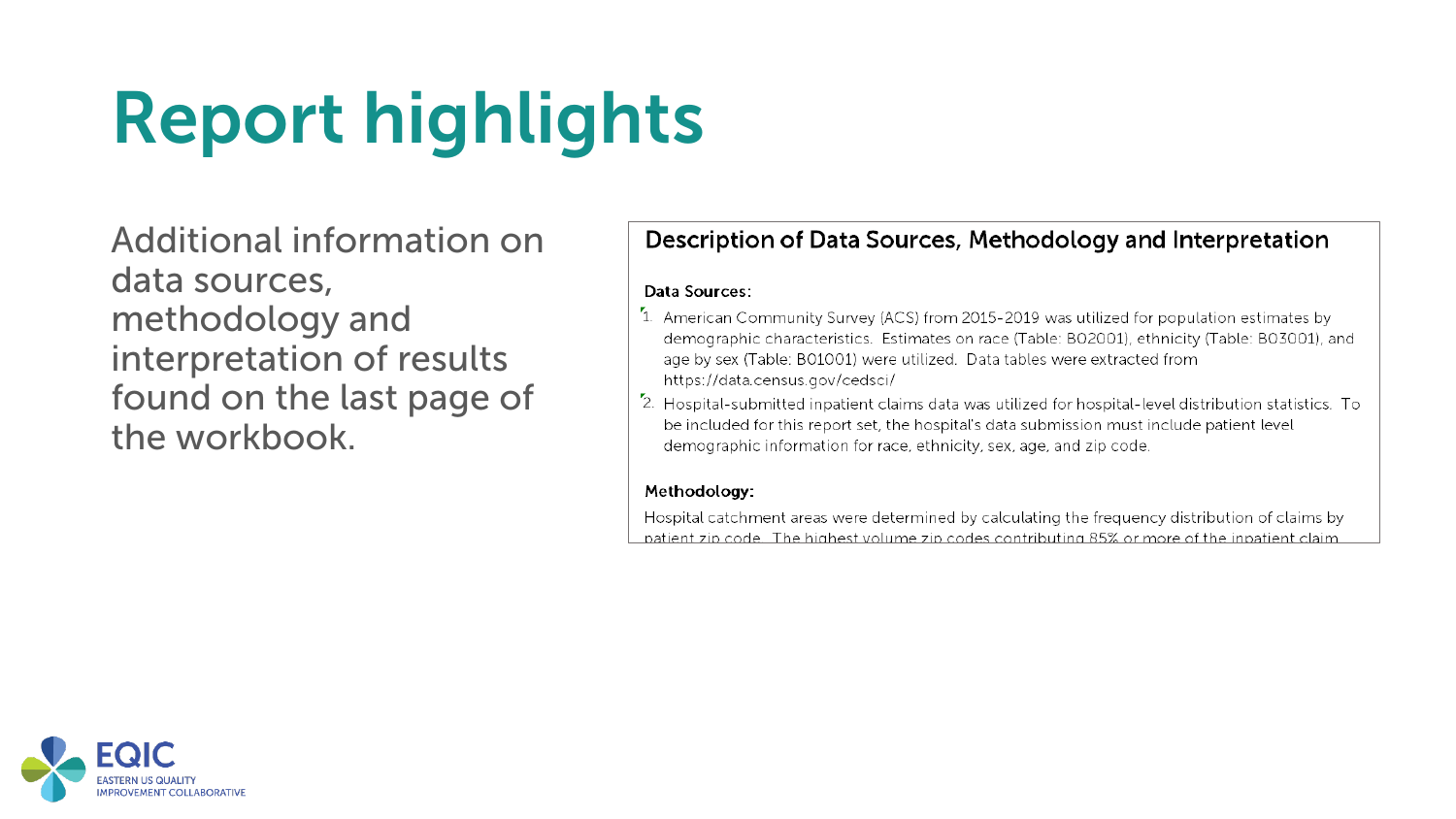# Report highlights

Additional information on data sources, methodology and interpretation of results found on the last page of the workbook.

## Description of Data Sources, Methodology and Interpretation

**Data Sources:**

1. American Community Survey (ACS) from 2015-2019 was utilized for population estimates by demographic characteristics. Estimates on race (Table: B02001), ethnicity (Table: B03001), and age by sex (Table: B01001) were utilized. Data tables were extracted from https://data.census.gov/cedsci/
2. Hospital-submitted inpatient claims data was utilized for hospital-level distribution statistics. To be included for this report set, the hospital's data submission must include patient level demographic information for race, ethnicity, sex, age, and zip code.

**Methodology:**

Hospital catchment areas were determined by calculating the frequency distribution of claims by patient zip code. The highest volume zip codes contributing 85% or more of the inpatient claim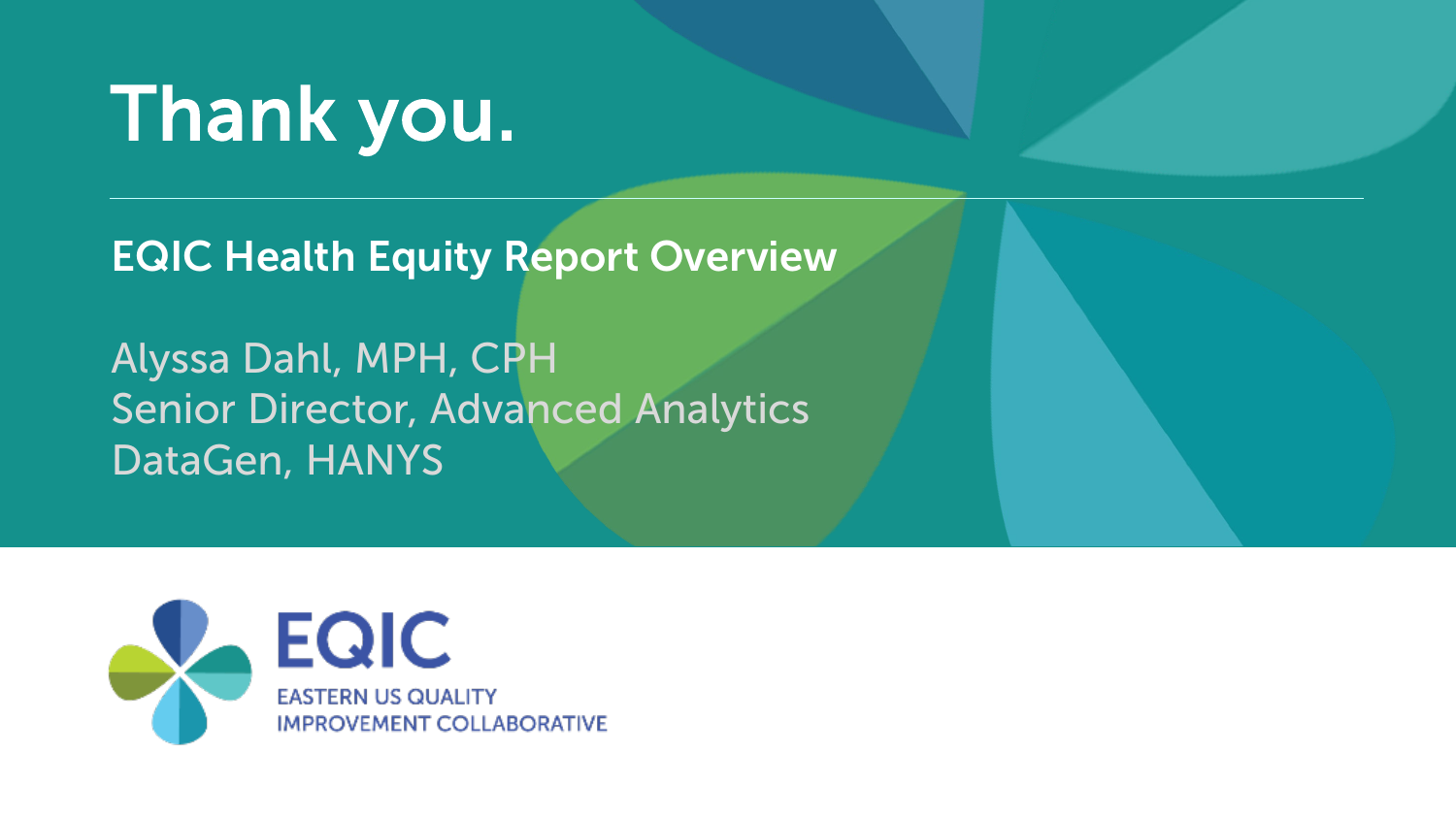# Thank you.

## EQIC Health Equity Report Overview

Alyssa Dahl, MPH, CPH
Senior Director, Advanced Analytics
DataGen, HANYS

EQIC
EASTERN US QUALITY IMPROVEMENT COLLABORATIVE